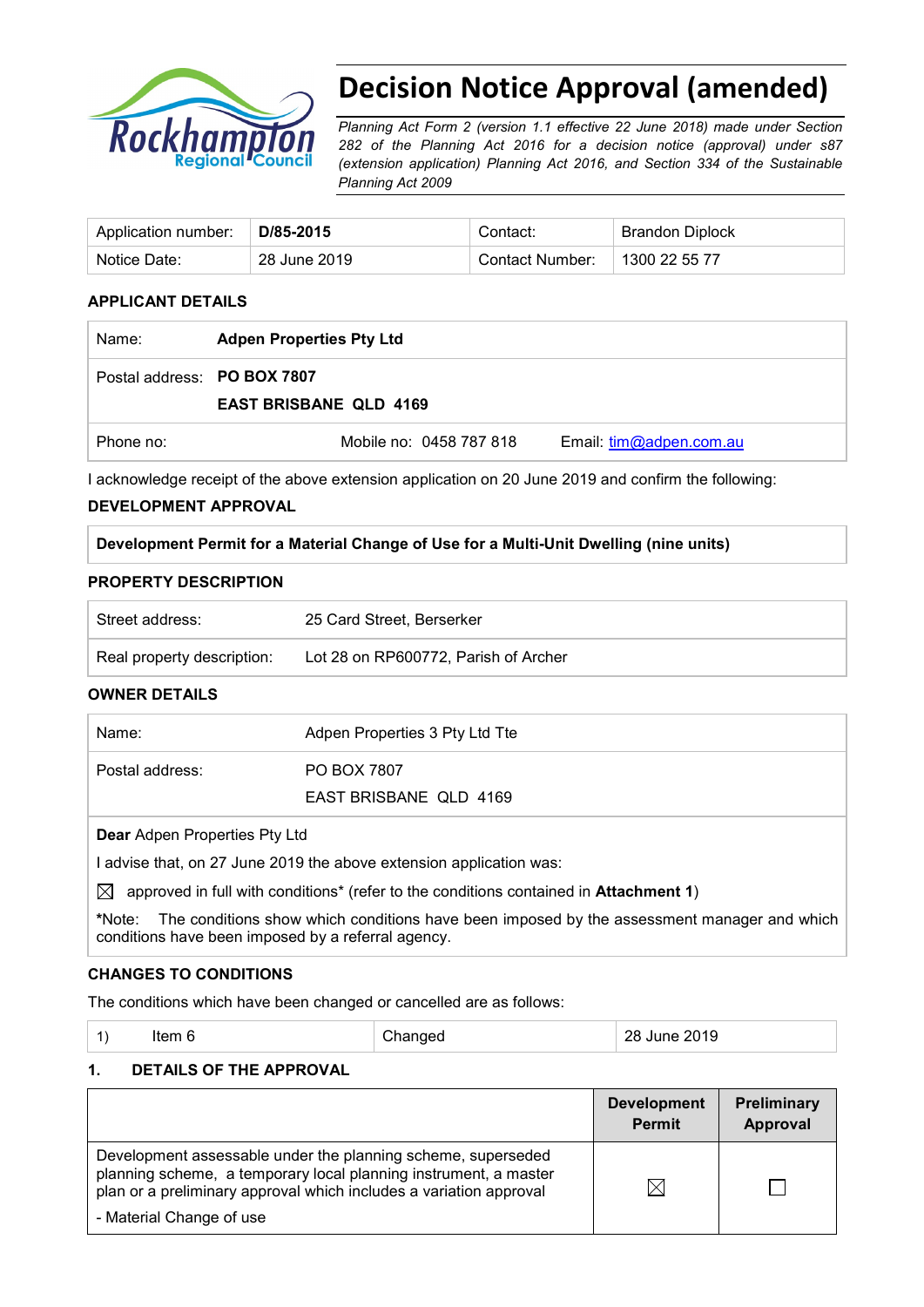# Decision Notice Approval (amended)

*Planning Act Form 2 (version 1.1 effective 22 June 2018) made under Section 282 of the Planning Act 2016 for a decision notice (approval) under s87 (extension application) Planning Act 2016, and Section 334 of the Sustainable Planning Act 2009*

| Application number: | **D/85-2015** | Contact: | Brandon Diplock |
|---|---|---|---|
| Notice Date: | 28 June 2019 | Contact Number: | 1300 22 55 77 |

## APPLICANT DETAILS

| | | |
|---|---|---|
| Name: | **Adpen Properties Pty Ltd** | |
| Postal address: | **PO BOX 7807**<br>**EAST BRISBANE QLD 4169** | |
| Phone no: | Mobile no: 0458 787 818 | Email: tim@adpen.com.au |

I acknowledge receipt of the above extension application on 20 June 2019 and confirm the following:

## DEVELOPMENT APPROVAL

**Development Permit for a Material Change of Use for a Multi-Unit Dwelling (nine units)**

## PROPERTY DESCRIPTION

| | |
|---|---|
| Street address: | 25 Card Street, Berserker |
| Real property description: | Lot 28 on RP600772, Parish of Archer |

## OWNER DETAILS

| | |
|---|---|
| Name: | Adpen Properties 3 Pty Ltd Tte |
| Postal address: | PO BOX 7807<br>EAST BRISBANE QLD 4169 |

**Dear** Adpen Properties Pty Ltd

I advise that, on 27 June 2019 the above extension application was:

☒ approved in full with conditions* (refer to the conditions contained in **Attachment 1**)

*Note: The conditions show which conditions have been imposed by the assessment manager and which conditions have been imposed by a referral agency.

## CHANGES TO CONDITIONS

The conditions which have been changed or cancelled are as follows:

| | | | |
|---|---|---|---|
| 1) | Item 6 | Changed | 28 June 2019 |

## 1. DETAILS OF THE APPROVAL

| | Development Permit | Preliminary Approval |
|---|---|---|
| Development assessable under the planning scheme, superseded planning scheme, a temporary local planning instrument, a master plan or a preliminary approval which includes a variation approval<br>- Material Change of use | ☒ | ☐ |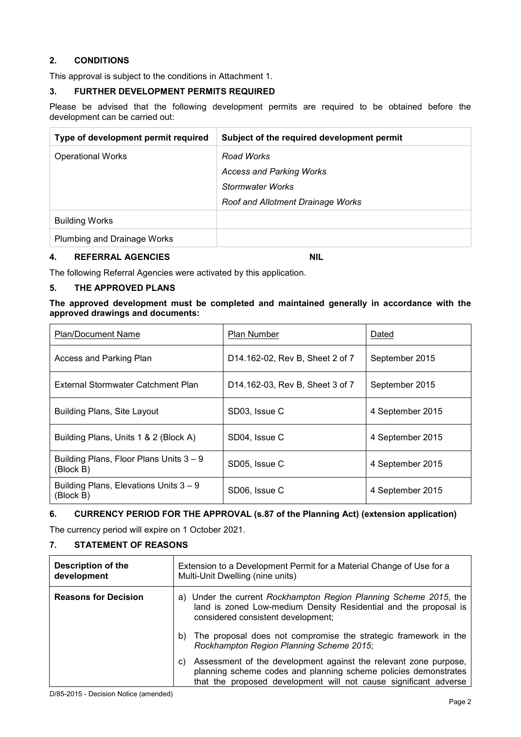## 2. CONDITIONS

This approval is subject to the conditions in Attachment 1.

## 3. FURTHER DEVELOPMENT PERMITS REQUIRED

Please be advised that the following development permits are required to be obtained before the development can be carried out:

| Type of development permit required | Subject of the required development permit |
|---|---|
| Operational Works | *Road Works*<br>*Access and Parking Works*<br>*Stormwater Works*<br>*Roof and Allotment Drainage Works* |
| Building Works | |
| Plumbing and Drainage Works | |

## 4. REFERRAL AGENCIES NIL

The following Referral Agencies were activated by this application.

## 5. THE APPROVED PLANS

**The approved development must be completed and maintained generally in accordance with the approved drawings and documents:**

| Plan/Document Name | Plan Number | Dated |
|---|---|---|
| Access and Parking Plan | D14.162-02, Rev B, Sheet 2 of 7 | September 2015 |
| External Stormwater Catchment Plan | D14.162-03, Rev B, Sheet 3 of 7 | September 2015 |
| Building Plans, Site Layout | SD03, Issue C | 4 September 2015 |
| Building Plans, Units 1 & 2 (Block A) | SD04, Issue C | 4 September 2015 |
| Building Plans, Floor Plans Units 3 – 9 (Block B) | SD05, Issue C | 4 September 2015 |
| Building Plans, Elevations Units 3 – 9 (Block B) | SD06, Issue C | 4 September 2015 |

## 6. CURRENCY PERIOD FOR THE APPROVAL (s.87 of the Planning Act) (extension application)

The currency period will expire on 1 October 2021.

## 7. STATEMENT OF REASONS

| **Description of the development** | Extension to a Development Permit for a Material Change of Use for a Multi-Unit Dwelling (nine units) |
|---|---|
| **Reasons for Decision** | a) Under the current *Rockhampton Region Planning Scheme 2015*, the land is zoned Low-medium Density Residential and the proposal is considered consistent development;<br>b) The proposal does not compromise the strategic framework in the *Rockhampton Region Planning Scheme 2015*;<br>c) Assessment of the development against the relevant zone purpose, planning scheme codes and planning scheme policies demonstrates that the proposed development will not cause significant adverse |

D/85-2015 - Decision Notice (amended)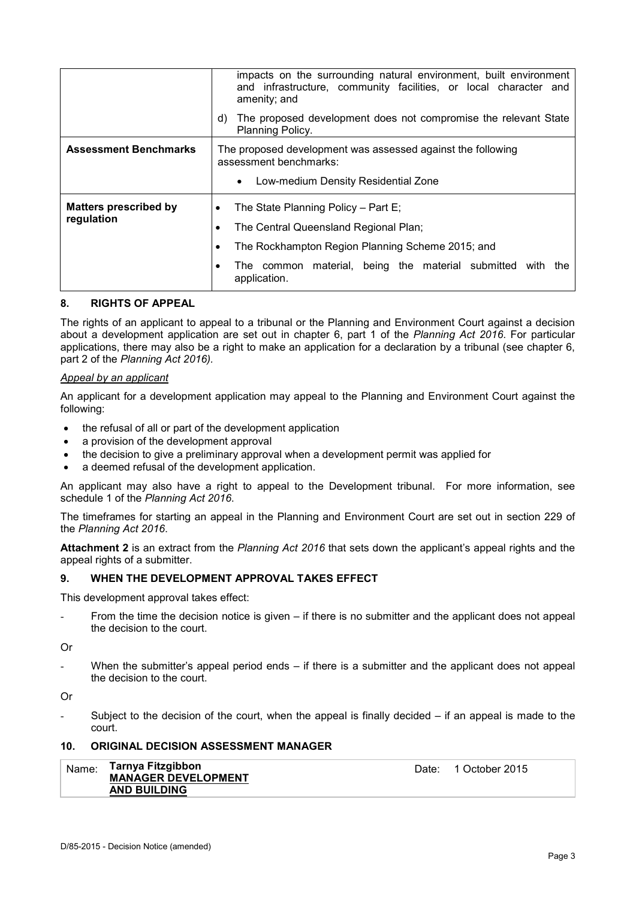| | |
|---|---|
| | impacts on the surrounding natural environment, built environment and infrastructure, community facilities, or local character and amenity; and<br><br>d) The proposed development does not compromise the relevant State Planning Policy. |
| **Assessment Benchmarks** | The proposed development was assessed against the following assessment benchmarks:<br><br>• Low-medium Density Residential Zone |
| **Matters prescribed by regulation** | • The State Planning Policy – Part E;<br>• The Central Queensland Regional Plan;<br>• The Rockhampton Region Planning Scheme 2015; and<br>• The common material, being the material submitted with the application. |

## 8. RIGHTS OF APPEAL

The rights of an applicant to appeal to a tribunal or the Planning and Environment Court against a decision about a development application are set out in chapter 6, part 1 of the *Planning Act 2016*. For particular applications, there may also be a right to make an application for a declaration by a tribunal (see chapter 6, part 2 of the *Planning Act 2016).*

*Appeal by an applicant*

An applicant for a development application may appeal to the Planning and Environment Court against the following:

- the refusal of all or part of the development application
- a provision of the development approval
- the decision to give a preliminary approval when a development permit was applied for
- a deemed refusal of the development application.

An applicant may also have a right to appeal to the Development tribunal. For more information, see schedule 1 of the *Planning Act 2016*.

The timeframes for starting an appeal in the Planning and Environment Court are set out in section 229 of the *Planning Act 2016*.

**Attachment 2** is an extract from the *Planning Act 2016* that sets down the applicant's appeal rights and the appeal rights of a submitter.

## 9. WHEN THE DEVELOPMENT APPROVAL TAKES EFFECT

This development approval takes effect:

- From the time the decision notice is given – if there is no submitter and the applicant does not appeal the decision to the court.

Or

- When the submitter's appeal period ends – if there is a submitter and the applicant does not appeal the decision to the court.

Or

- Subject to the decision of the court, when the appeal is finally decided – if an appeal is made to the court.

## 10. ORIGINAL DECISION ASSESSMENT MANAGER

| | | | |
|---|---|---|---|
| Name: | **Tarnya Fitzgibbon**<br>**MANAGER DEVELOPMENT AND BUILDING** | Date: | 1 October 2015 |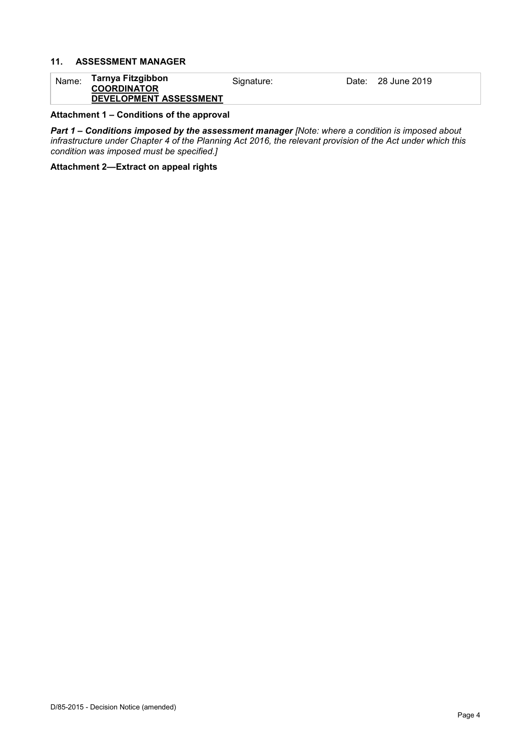## 11. ASSESSMENT MANAGER

| Name: | **Tarnya Fitzgibbon**<br>**COORDINATOR**<br>**DEVELOPMENT ASSESSMENT** | Signature: | Date: 28 June 2019 |
|---|---|---|---|

**Attachment 1 – Conditions of the approval**

***Part 1 – Conditions imposed by the assessment manager*** *[Note: where a condition is imposed about infrastructure under Chapter 4 of the Planning Act 2016, the relevant provision of the Act under which this condition was imposed must be specified.]*

**Attachment 2—Extract on appeal rights**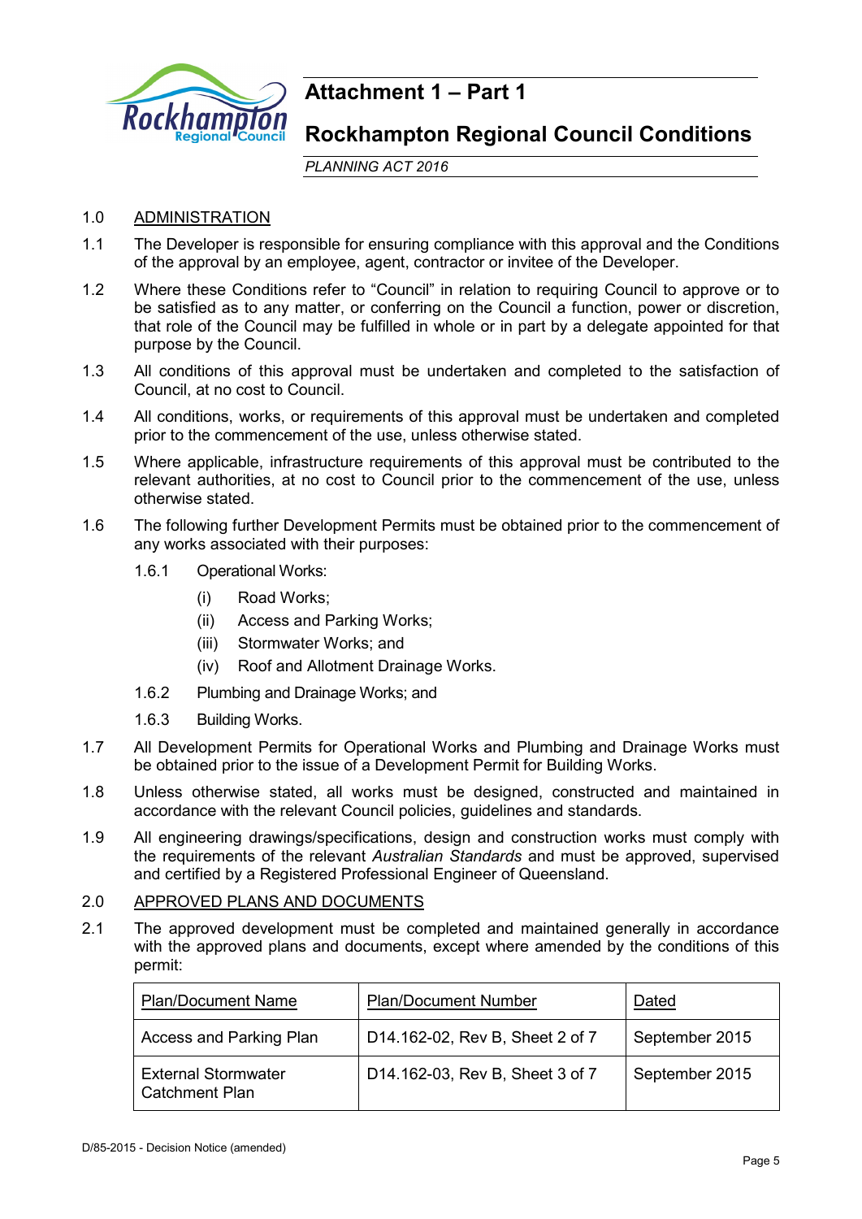# Attachment 1 – Part 1

## Rockhampton Regional Council Conditions

*PLANNING ACT 2016*

1.0 ADMINISTRATION

1.1 The Developer is responsible for ensuring compliance with this approval and the Conditions of the approval by an employee, agent, contractor or invitee of the Developer.

1.2 Where these Conditions refer to "Council" in relation to requiring Council to approve or to be satisfied as to any matter, or conferring on the Council a function, power or discretion, that role of the Council may be fulfilled in whole or in part by a delegate appointed for that purpose by the Council.

1.3 All conditions of this approval must be undertaken and completed to the satisfaction of Council, at no cost to Council.

1.4 All conditions, works, or requirements of this approval must be undertaken and completed prior to the commencement of the use, unless otherwise stated.

1.5 Where applicable, infrastructure requirements of this approval must be contributed to the relevant authorities, at no cost to Council prior to the commencement of the use, unless otherwise stated.

1.6 The following further Development Permits must be obtained prior to the commencement of any works associated with their purposes:

1.6.1 Operational Works:

(i) Road Works;

(ii) Access and Parking Works;

(iii) Stormwater Works; and

(iv) Roof and Allotment Drainage Works.

1.6.2 Plumbing and Drainage Works; and

1.6.3 Building Works.

1.7 All Development Permits for Operational Works and Plumbing and Drainage Works must be obtained prior to the issue of a Development Permit for Building Works.

1.8 Unless otherwise stated, all works must be designed, constructed and maintained in accordance with the relevant Council policies, guidelines and standards.

1.9 All engineering drawings/specifications, design and construction works must comply with the requirements of the relevant *Australian Standards* and must be approved, supervised and certified by a Registered Professional Engineer of Queensland.

2.0 APPROVED PLANS AND DOCUMENTS

2.1 The approved development must be completed and maintained generally in accordance with the approved plans and documents, except where amended by the conditions of this permit:

| Plan/Document Name | Plan/Document Number | Dated |
|---|---|---|
| Access and Parking Plan | D14.162-02, Rev B, Sheet 2 of 7 | September 2015 |
| External Stormwater Catchment Plan | D14.162-03, Rev B, Sheet 3 of 7 | September 2015 |

D/85-2015 - Decision Notice (amended)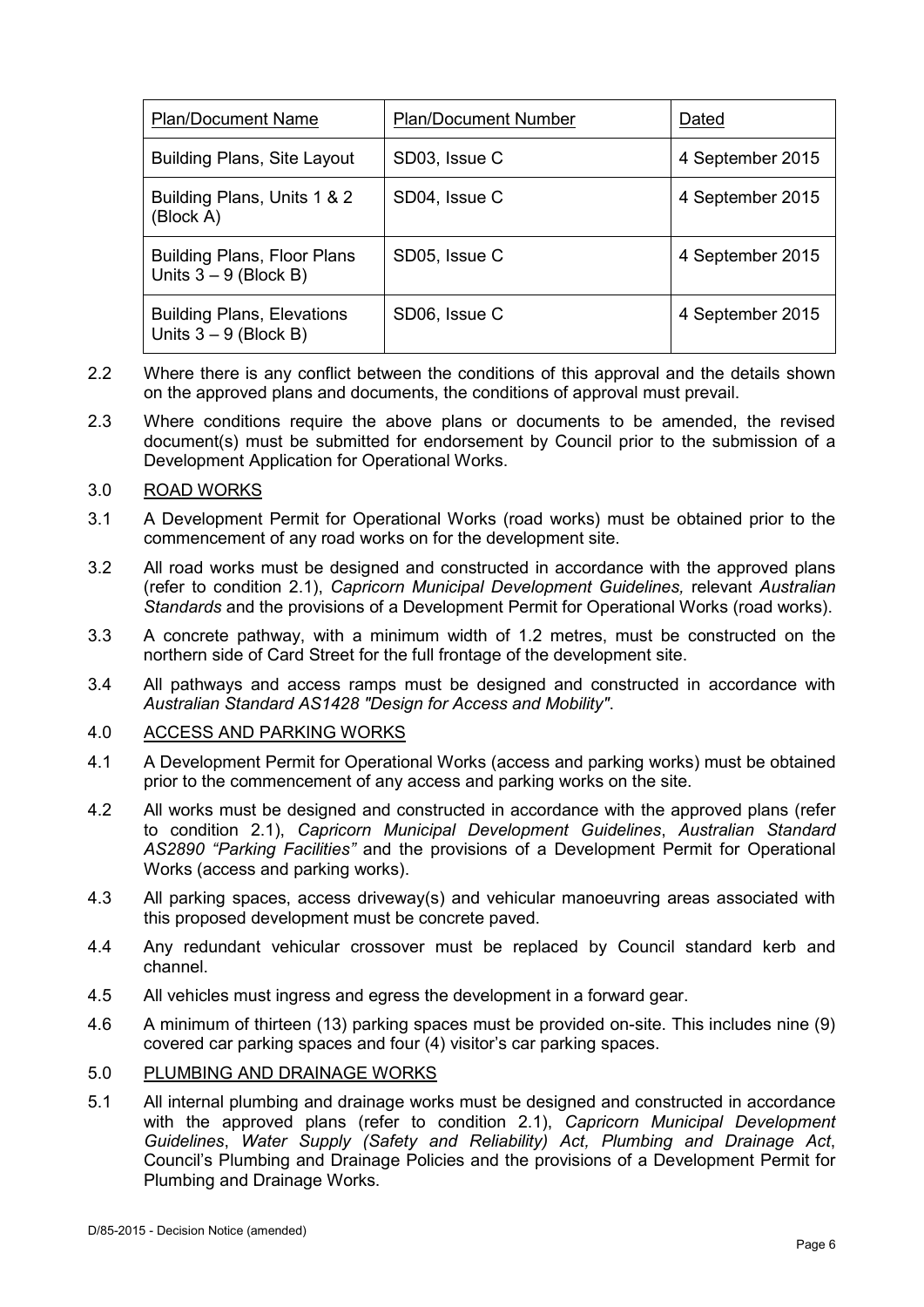| Plan/Document Name | Plan/Document Number | Dated |
| --- | --- | --- |
| Building Plans, Site Layout | SD03, Issue C | 4 September 2015 |
| Building Plans, Units 1 & 2 (Block A) | SD04, Issue C | 4 September 2015 |
| Building Plans, Floor Plans Units 3 – 9 (Block B) | SD05, Issue C | 4 September 2015 |
| Building Plans, Elevations Units 3 – 9 (Block B) | SD06, Issue C | 4 September 2015 |

2.2 Where there is any conflict between the conditions of this approval and the details shown on the approved plans and documents, the conditions of approval must prevail.

2.3 Where conditions require the above plans or documents to be amended, the revised document(s) must be submitted for endorsement by Council prior to the submission of a Development Application for Operational Works.

3.0 ROAD WORKS

3.1 A Development Permit for Operational Works (road works) must be obtained prior to the commencement of any road works on for the development site.

3.2 All road works must be designed and constructed in accordance with the approved plans (refer to condition 2.1), *Capricorn Municipal Development Guidelines,* relevant *Australian Standards* and the provisions of a Development Permit for Operational Works (road works).

3.3 A concrete pathway, with a minimum width of 1.2 metres, must be constructed on the northern side of Card Street for the full frontage of the development site.

3.4 All pathways and access ramps must be designed and constructed in accordance with *Australian Standard AS1428 "Design for Access and Mobility"*.

4.0 ACCESS AND PARKING WORKS

4.1 A Development Permit for Operational Works (access and parking works) must be obtained prior to the commencement of any access and parking works on the site.

4.2 All works must be designed and constructed in accordance with the approved plans (refer to condition 2.1), *Capricorn Municipal Development Guidelines*, *Australian Standard AS2890 "Parking Facilities"* and the provisions of a Development Permit for Operational Works (access and parking works).

4.3 All parking spaces, access driveway(s) and vehicular manoeuvring areas associated with this proposed development must be concrete paved.

4.4 Any redundant vehicular crossover must be replaced by Council standard kerb and channel.

4.5 All vehicles must ingress and egress the development in a forward gear.

4.6 A minimum of thirteen (13) parking spaces must be provided on-site. This includes nine (9) covered car parking spaces and four (4) visitor's car parking spaces.

5.0 PLUMBING AND DRAINAGE WORKS

5.1 All internal plumbing and drainage works must be designed and constructed in accordance with the approved plans (refer to condition 2.1), *Capricorn Municipal Development Guidelines*, *Water Supply (Safety and Reliability) Act, Plumbing and Drainage Act*, Council's Plumbing and Drainage Policies and the provisions of a Development Permit for Plumbing and Drainage Works.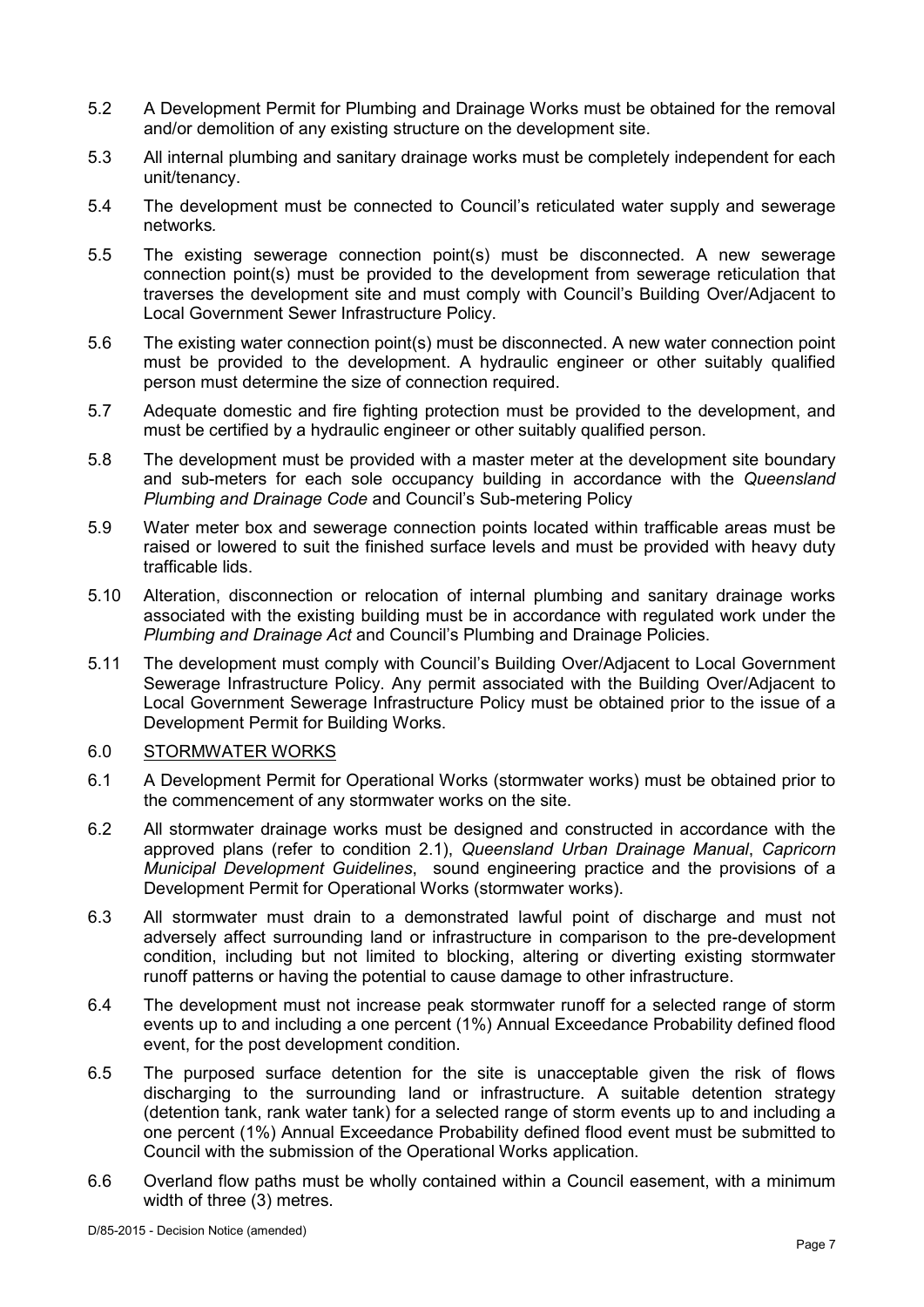5.2 A Development Permit for Plumbing and Drainage Works must be obtained for the removal and/or demolition of any existing structure on the development site.

5.3 All internal plumbing and sanitary drainage works must be completely independent for each unit/tenancy.

5.4 The development must be connected to Council's reticulated water supply and sewerage networks*.*

5.5 The existing sewerage connection point(s) must be disconnected. A new sewerage connection point(s) must be provided to the development from sewerage reticulation that traverses the development site and must comply with Council's Building Over/Adjacent to Local Government Sewer Infrastructure Policy.

5.6 The existing water connection point(s) must be disconnected. A new water connection point must be provided to the development. A hydraulic engineer or other suitably qualified person must determine the size of connection required.

5.7 Adequate domestic and fire fighting protection must be provided to the development, and must be certified by a hydraulic engineer or other suitably qualified person.

5.8 The development must be provided with a master meter at the development site boundary and sub-meters for each sole occupancy building in accordance with the *Queensland Plumbing and Drainage Code* and Council's Sub-metering Policy

5.9 Water meter box and sewerage connection points located within trafficable areas must be raised or lowered to suit the finished surface levels and must be provided with heavy duty trafficable lids.

5.10 Alteration, disconnection or relocation of internal plumbing and sanitary drainage works associated with the existing building must be in accordance with regulated work under the *Plumbing and Drainage Act* and Council's Plumbing and Drainage Policies.

5.11 The development must comply with Council's Building Over/Adjacent to Local Government Sewerage Infrastructure Policy. Any permit associated with the Building Over/Adjacent to Local Government Sewerage Infrastructure Policy must be obtained prior to the issue of a Development Permit for Building Works.

6.0 STORMWATER WORKS

6.1 A Development Permit for Operational Works (stormwater works) must be obtained prior to the commencement of any stormwater works on the site.

6.2 All stormwater drainage works must be designed and constructed in accordance with the approved plans (refer to condition 2.1), *Queensland Urban Drainage Manual*, *Capricorn Municipal Development Guidelines*, sound engineering practice and the provisions of a Development Permit for Operational Works (stormwater works).

6.3 All stormwater must drain to a demonstrated lawful point of discharge and must not adversely affect surrounding land or infrastructure in comparison to the pre-development condition, including but not limited to blocking, altering or diverting existing stormwater runoff patterns or having the potential to cause damage to other infrastructure.

6.4 The development must not increase peak stormwater runoff for a selected range of storm events up to and including a one percent (1%) Annual Exceedance Probability defined flood event, for the post development condition.

6.5 The purposed surface detention for the site is unacceptable given the risk of flows discharging to the surrounding land or infrastructure. A suitable detention strategy (detention tank, rank water tank) for a selected range of storm events up to and including a one percent (1%) Annual Exceedance Probability defined flood event must be submitted to Council with the submission of the Operational Works application.

6.6 Overland flow paths must be wholly contained within a Council easement, with a minimum width of three (3) metres.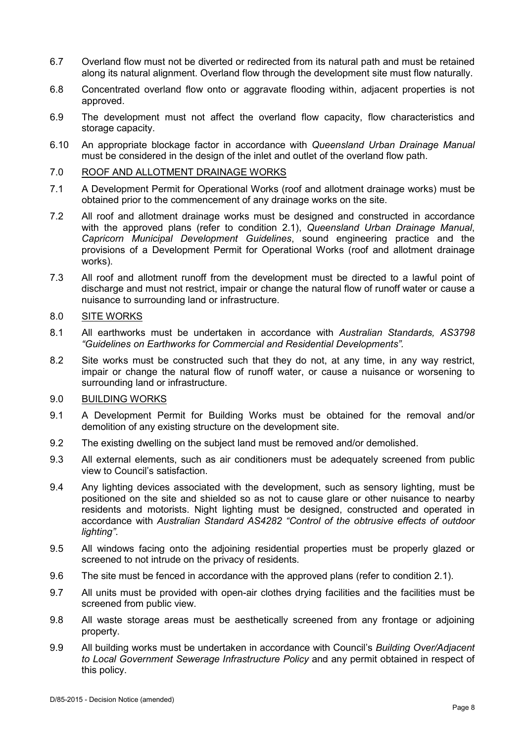6.7 Overland flow must not be diverted or redirected from its natural path and must be retained along its natural alignment. Overland flow through the development site must flow naturally.

6.8 Concentrated overland flow onto or aggravate flooding within, adjacent properties is not approved.

6.9 The development must not affect the overland flow capacity, flow characteristics and storage capacity.

6.10 An appropriate blockage factor in accordance with *Queensland Urban Drainage Manual* must be considered in the design of the inlet and outlet of the overland flow path.

7.0 <u>ROOF AND ALLOTMENT DRAINAGE WORKS</u>

7.1 A Development Permit for Operational Works (roof and allotment drainage works) must be obtained prior to the commencement of any drainage works on the site.

7.2 All roof and allotment drainage works must be designed and constructed in accordance with the approved plans (refer to condition 2.1), *Queensland Urban Drainage Manual*, *Capricorn Municipal Development Guidelines*, sound engineering practice and the provisions of a Development Permit for Operational Works (roof and allotment drainage works).

7.3 All roof and allotment runoff from the development must be directed to a lawful point of discharge and must not restrict, impair or change the natural flow of runoff water or cause a nuisance to surrounding land or infrastructure.

8.0 <u>SITE WORKS</u>

8.1 All earthworks must be undertaken in accordance with *Australian Standards, AS3798 "Guidelines on Earthworks for Commercial and Residential Developments"*.

8.2 Site works must be constructed such that they do not, at any time, in any way restrict, impair or change the natural flow of runoff water, or cause a nuisance or worsening to surrounding land or infrastructure.

9.0 <u>BUILDING WORKS</u>

9.1 A Development Permit for Building Works must be obtained for the removal and/or demolition of any existing structure on the development site.

9.2 The existing dwelling on the subject land must be removed and/or demolished.

9.3 All external elements, such as air conditioners must be adequately screened from public view to Council's satisfaction.

9.4 Any lighting devices associated with the development, such as sensory lighting, must be positioned on the site and shielded so as not to cause glare or other nuisance to nearby residents and motorists. Night lighting must be designed, constructed and operated in accordance with *Australian Standard AS4282 "Control of the obtrusive effects of outdoor lighting"*.

9.5 All windows facing onto the adjoining residential properties must be properly glazed or screened to not intrude on the privacy of residents.

9.6 The site must be fenced in accordance with the approved plans (refer to condition 2.1).

9.7 All units must be provided with open-air clothes drying facilities and the facilities must be screened from public view.

9.8 All waste storage areas must be aesthetically screened from any frontage or adjoining property.

9.9 All building works must be undertaken in accordance with Council's *Building Over/Adjacent to Local Government Sewerage Infrastructure Policy* and any permit obtained in respect of this policy.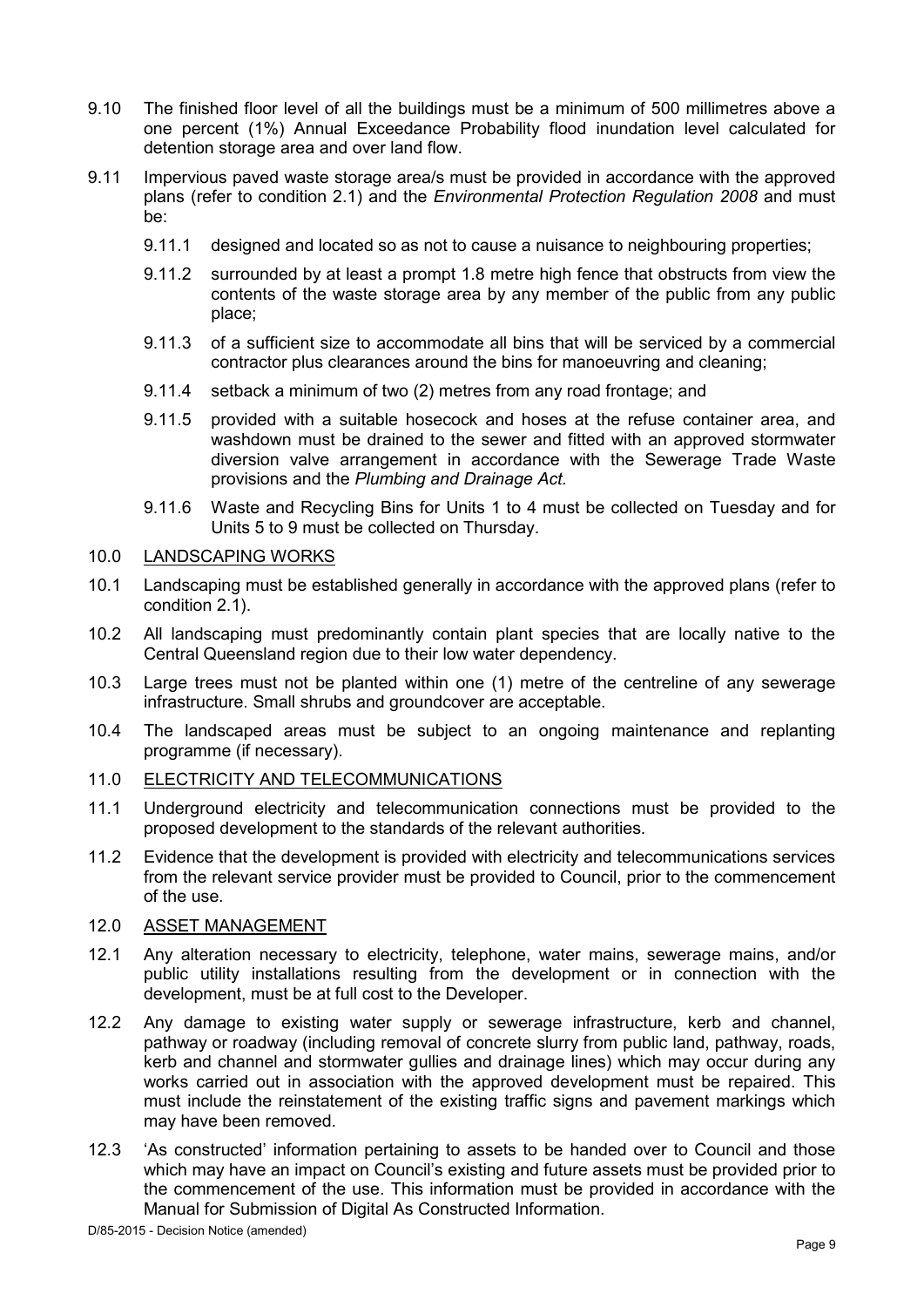9.10 The finished floor level of all the buildings must be a minimum of 500 millimetres above a one percent (1%) Annual Exceedance Probability flood inundation level calculated for detention storage area and over land flow.

9.11 Impervious paved waste storage area/s must be provided in accordance with the approved plans (refer to condition 2.1) and the *Environmental Protection Regulation 2008* and must be:

9.11.1 designed and located so as not to cause a nuisance to neighbouring properties;

9.11.2 surrounded by at least a prompt 1.8 metre high fence that obstructs from view the contents of the waste storage area by any member of the public from any public place;

9.11.3 of a sufficient size to accommodate all bins that will be serviced by a commercial contractor plus clearances around the bins for manoeuvring and cleaning;

9.11.4 setback a minimum of two (2) metres from any road frontage; and

9.11.5 provided with a suitable hosecock and hoses at the refuse container area, and washdown must be drained to the sewer and fitted with an approved stormwater diversion valve arrangement in accordance with the Sewerage Trade Waste provisions and the *Plumbing and Drainage Act.*

9.11.6 Waste and Recycling Bins for Units 1 to 4 must be collected on Tuesday and for Units 5 to 9 must be collected on Thursday.

10.0 LANDSCAPING WORKS

10.1 Landscaping must be established generally in accordance with the approved plans (refer to condition 2.1).

10.2 All landscaping must predominantly contain plant species that are locally native to the Central Queensland region due to their low water dependency.

10.3 Large trees must not be planted within one (1) metre of the centreline of any sewerage infrastructure. Small shrubs and groundcover are acceptable.

10.4 The landscaped areas must be subject to an ongoing maintenance and replanting programme (if necessary).

11.0 ELECTRICITY AND TELECOMMUNICATIONS

11.1 Underground electricity and telecommunication connections must be provided to the proposed development to the standards of the relevant authorities.

11.2 Evidence that the development is provided with electricity and telecommunications services from the relevant service provider must be provided to Council, prior to the commencement of the use.

12.0 ASSET MANAGEMENT

12.1 Any alteration necessary to electricity, telephone, water mains, sewerage mains, and/or public utility installations resulting from the development or in connection with the development, must be at full cost to the Developer.

12.2 Any damage to existing water supply or sewerage infrastructure, kerb and channel, pathway or roadway (including removal of concrete slurry from public land, pathway, roads, kerb and channel and stormwater gullies and drainage lines) which may occur during any works carried out in association with the approved development must be repaired. This must include the reinstatement of the existing traffic signs and pavement markings which may have been removed.

12.3 'As constructed' information pertaining to assets to be handed over to Council and those which may have an impact on Council's existing and future assets must be provided prior to the commencement of the use. This information must be provided in accordance with the Manual for Submission of Digital As Constructed Information.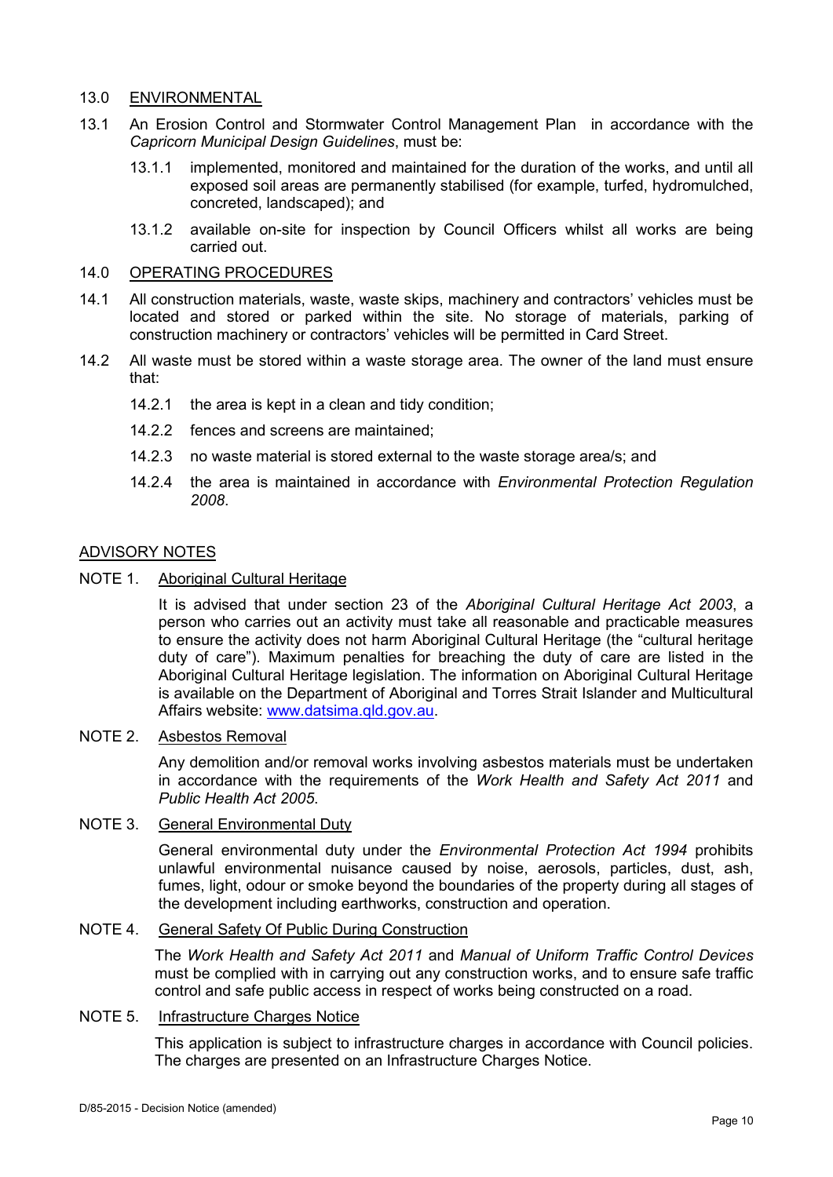## 13.0 ENVIRONMENTAL

13.1 An Erosion Control and Stormwater Control Management Plan in accordance with the *Capricorn Municipal Design Guidelines*, must be:

- 13.1.1 implemented, monitored and maintained for the duration of the works, and until all exposed soil areas are permanently stabilised (for example, turfed, hydromulched, concreted, landscaped); and
- 13.1.2 available on-site for inspection by Council Officers whilst all works are being carried out.

## 14.0 OPERATING PROCEDURES

14.1 All construction materials, waste, waste skips, machinery and contractors' vehicles must be located and stored or parked within the site. No storage of materials, parking of construction machinery or contractors' vehicles will be permitted in Card Street.

14.2 All waste must be stored within a waste storage area. The owner of the land must ensure that:

- 14.2.1 the area is kept in a clean and tidy condition;
- 14.2.2 fences and screens are maintained;
- 14.2.3 no waste material is stored external to the waste storage area/s; and
- 14.2.4 the area is maintained in accordance with *Environmental Protection Regulation 2008*.

## ADVISORY NOTES

### NOTE 1. Aboriginal Cultural Heritage

It is advised that under section 23 of the *Aboriginal Cultural Heritage Act 2003*, a person who carries out an activity must take all reasonable and practicable measures to ensure the activity does not harm Aboriginal Cultural Heritage (the "cultural heritage duty of care"). Maximum penalties for breaching the duty of care are listed in the Aboriginal Cultural Heritage legislation. The information on Aboriginal Cultural Heritage is available on the Department of Aboriginal and Torres Strait Islander and Multicultural Affairs website: www.datsima.qld.gov.au.

### NOTE 2. Asbestos Removal

Any demolition and/or removal works involving asbestos materials must be undertaken in accordance with the requirements of the *Work Health and Safety Act 2011* and *Public Health Act 2005*.

### NOTE 3. General Environmental Duty

General environmental duty under the *Environmental Protection Act 1994* prohibits unlawful environmental nuisance caused by noise, aerosols, particles, dust, ash, fumes, light, odour or smoke beyond the boundaries of the property during all stages of the development including earthworks, construction and operation.

### NOTE 4. General Safety Of Public During Construction

The *Work Health and Safety Act 2011* and *Manual of Uniform Traffic Control Devices* must be complied with in carrying out any construction works, and to ensure safe traffic control and safe public access in respect of works being constructed on a road.

### NOTE 5. Infrastructure Charges Notice

This application is subject to infrastructure charges in accordance with Council policies. The charges are presented on an Infrastructure Charges Notice.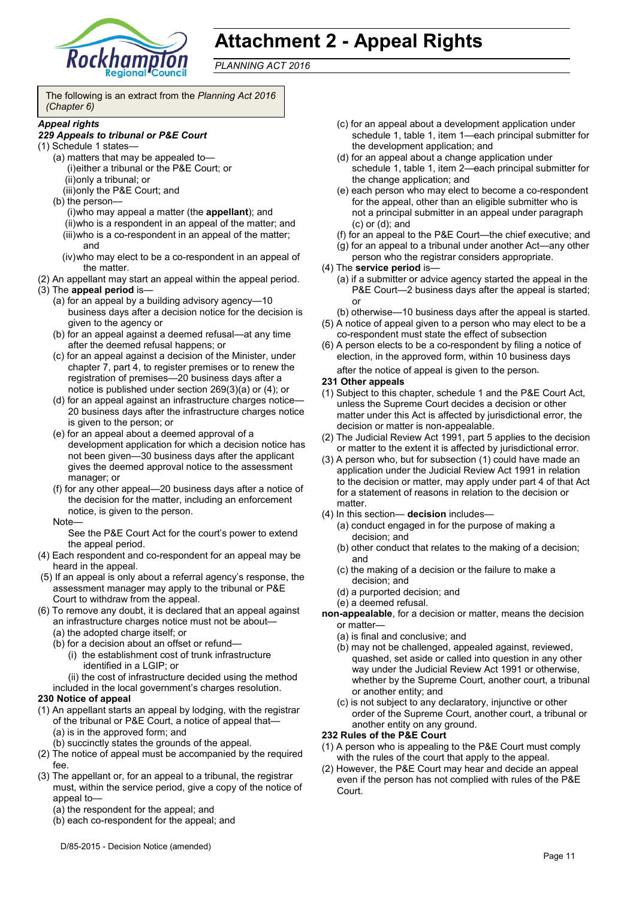# Attachment 2 - Appeal Rights

*PLANNING ACT 2016*

The following is an extract from the *Planning Act 2016 (Chapter 6)*

***Appeal rights***

***229 Appeals to tribunal or P&E Court***

(1) Schedule 1 states—

(a) matters that may be appealed to—

(i) either a tribunal or the P&E Court; or

(ii) only a tribunal; or

(iii) only the P&E Court; and

(b) the person—

(i) who may appeal a matter (the **appellant**); and

(ii) who is a respondent in an appeal of the matter; and

(iii) who is a co-respondent in an appeal of the matter; and

(iv) who may elect to be a co-respondent in an appeal of the matter.

(2) An appellant may start an appeal within the appeal period.

(3) The **appeal period** is—

(a) for an appeal by a building advisory agency—10 business days after a decision notice for the decision is given to the agency or

(b) for an appeal against a deemed refusal—at any time after the deemed refusal happens; or

(c) for an appeal against a decision of the Minister, under chapter 7, part 4, to register premises or to renew the registration of premises—20 business days after a notice is published under section 269(3)(a) or (4); or

(d) for an appeal against an infrastructure charges notice—20 business days after the infrastructure charges notice is given to the person; or

(e) for an appeal about a deemed approval of a development application for which a decision notice has not been given—30 business days after the applicant gives the deemed approval notice to the assessment manager; or

(f) for any other appeal—20 business days after a notice of the decision for the matter, including an enforcement notice, is given to the person.

Note—

See the P&E Court Act for the court's power to extend the appeal period.

(4) Each respondent and co-respondent for an appeal may be heard in the appeal.

(5) If an appeal is only about a referral agency's response, the assessment manager may apply to the tribunal or P&E Court to withdraw from the appeal.

(6) To remove any doubt, it is declared that an appeal against an infrastructure charges notice must not be about—

(a) the adopted charge itself; or

(b) for a decision about an offset or refund—

(i) the establishment cost of trunk infrastructure identified in a LGIP; or

(ii) the cost of infrastructure decided using the method included in the local government's charges resolution.

**230 Notice of appeal**

(1) An appellant starts an appeal by lodging, with the registrar of the tribunal or P&E Court, a notice of appeal that—

(a) is in the approved form; and

(b) succinctly states the grounds of the appeal.

(2) The notice of appeal must be accompanied by the required fee.

(3) The appellant or, for an appeal to a tribunal, the registrar must, within the service period, give a copy of the notice of appeal to—

(a) the respondent for the appeal; and

(b) each co-respondent for the appeal; and

(c) for an appeal about a development application under schedule 1, table 1, item 1—each principal submitter for the development application; and

(d) for an appeal about a change application under schedule 1, table 1, item 2—each principal submitter for the change application; and

(e) each person who may elect to become a co-respondent for the appeal, other than an eligible submitter who is not a principal submitter in an appeal under paragraph (c) or (d); and

(f) for an appeal to the P&E Court—the chief executive; and

(g) for an appeal to a tribunal under another Act—any other person who the registrar considers appropriate.

(4) The **service period** is—

(a) if a submitter or advice agency started the appeal in the P&E Court—2 business days after the appeal is started; or

(b) otherwise—10 business days after the appeal is started.

(5) A notice of appeal given to a person who may elect to be a co-respondent must state the effect of subsection

(6) A person elects to be a co-respondent by filing a notice of election, in the approved form, within 10 business days after the notice of appeal is given to the person.

**231 Other appeals**

(1) Subject to this chapter, schedule 1 and the P&E Court Act, unless the Supreme Court decides a decision or other matter under this Act is affected by jurisdictional error, the decision or matter is non-appealable.

(2) The Judicial Review Act 1991, part 5 applies to the decision or matter to the extent it is affected by jurisdictional error.

(3) A person who, but for subsection (1) could have made an application under the Judicial Review Act 1991 in relation to the decision or matter, may apply under part 4 of that Act for a statement of reasons in relation to the decision or matter.

(4) In this section— **decision** includes—

(a) conduct engaged in for the purpose of making a decision; and

(b) other conduct that relates to the making of a decision; and

(c) the making of a decision or the failure to make a decision; and

(d) a purported decision; and

(e) a deemed refusal.

**non-appealable**, for a decision or matter, means the decision or matter—

(a) is final and conclusive; and

(b) may not be challenged, appealed against, reviewed, quashed, set aside or called into question in any other way under the Judicial Review Act 1991 or otherwise, whether by the Supreme Court, another court, a tribunal or another entity; and

(c) is not subject to any declaratory, injunctive or other order of the Supreme Court, another court, a tribunal or another entity on any ground.

**232 Rules of the P&E Court**

(1) A person who is appealing to the P&E Court must comply with the rules of the court that apply to the appeal.

(2) However, the P&E Court may hear and decide an appeal even if the person has not complied with rules of the P&E Court.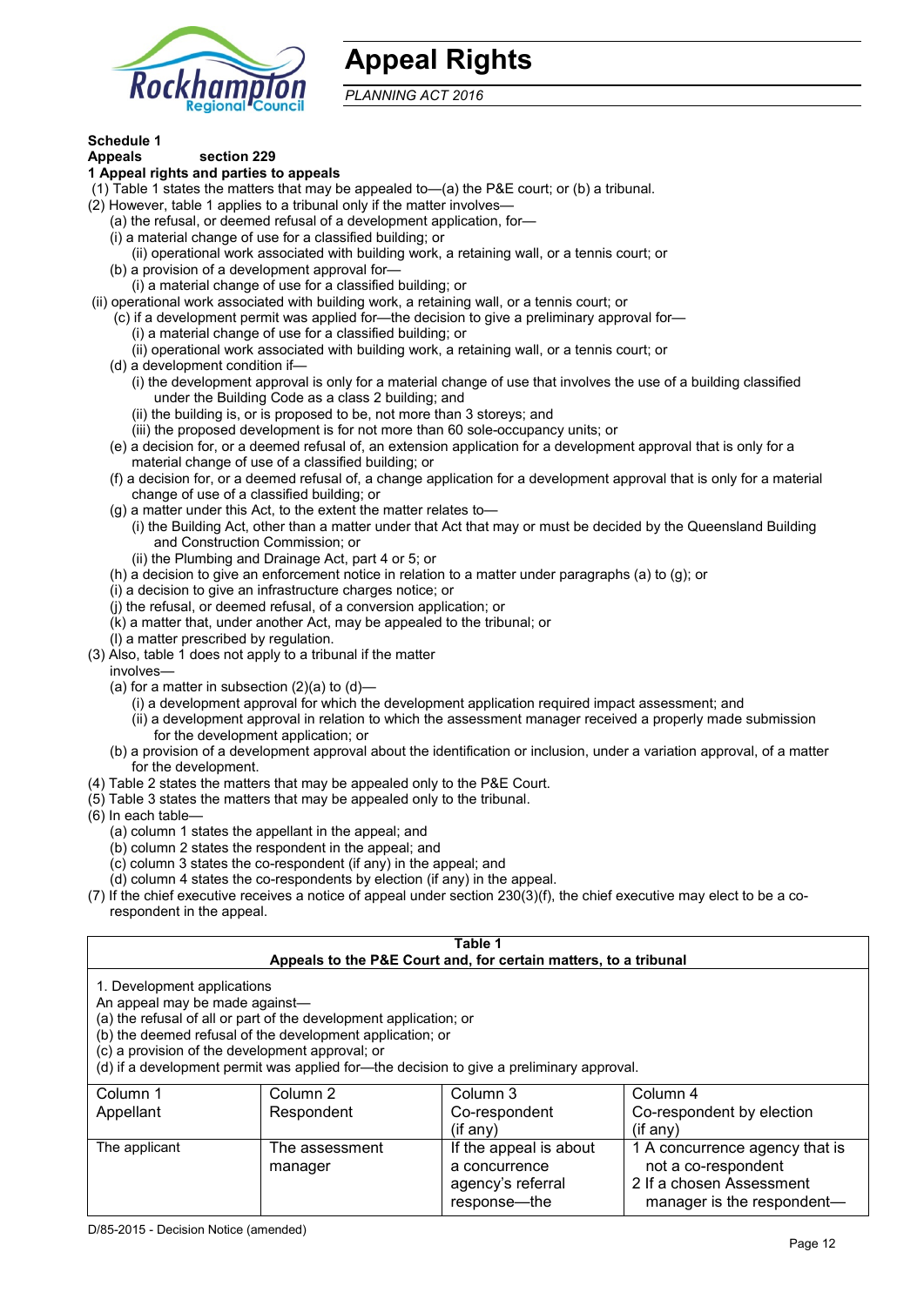# Appeal Rights

*PLANNING ACT 2016*

**Schedule 1**

**Appeals section 229**

**1 Appeal rights and parties to appeals**

(1) Table 1 states the matters that may be appealed to—(a) the P&E court; or (b) a tribunal.

(2) However, table 1 applies to a tribunal only if the matter involves—

(a) the refusal, or deemed refusal of a development application, for—

(i) a material change of use for a classified building; or

(ii) operational work associated with building work, a retaining wall, or a tennis court; or

(b) a provision of a development approval for—

(i) a material change of use for a classified building; or

(ii) operational work associated with building work, a retaining wall, or a tennis court; or

(c) if a development permit was applied for—the decision to give a preliminary approval for—

(i) a material change of use for a classified building; or

(ii) operational work associated with building work, a retaining wall, or a tennis court; or

(d) a development condition if—

(i) the development approval is only for a material change of use that involves the use of a building classified under the Building Code as a class 2 building; and

(ii) the building is, or is proposed to be, not more than 3 storeys; and

(iii) the proposed development is for not more than 60 sole-occupancy units; or

(e) a decision for, or a deemed refusal of, an extension application for a development approval that is only for a material change of use of a classified building; or

(f) a decision for, or a deemed refusal of, a change application for a development approval that is only for a material change of use of a classified building; or

(g) a matter under this Act, to the extent the matter relates to—

(i) the Building Act, other than a matter under that Act that may or must be decided by the Queensland Building and Construction Commission; or

(ii) the Plumbing and Drainage Act, part 4 or 5; or

(h) a decision to give an enforcement notice in relation to a matter under paragraphs (a) to (g); or

(i) a decision to give an infrastructure charges notice; or

(j) the refusal, or deemed refusal, of a conversion application; or

(k) a matter that, under another Act, may be appealed to the tribunal; or

(l) a matter prescribed by regulation.

(3) Also, table 1 does not apply to a tribunal if the matter involves—

(a) for a matter in subsection (2)(a) to (d)—

(i) a development approval for which the development application required impact assessment; and

(ii) a development approval in relation to which the assessment manager received a properly made submission for the development application; or

(b) a provision of a development approval about the identification or inclusion, under a variation approval, of a matter for the development.

(4) Table 2 states the matters that may be appealed only to the P&E Court.

(5) Table 3 states the matters that may be appealed only to the tribunal.

(6) In each table—

(a) column 1 states the appellant in the appeal; and

(b) column 2 states the respondent in the appeal; and

(c) column 3 states the co-respondent (if any) in the appeal; and

(d) column 4 states the co-respondents by election (if any) in the appeal.

(7) If the chief executive receives a notice of appeal under section 230(3)(f), the chief executive may elect to be a co-respondent in the appeal.

**Table 1**
**Appeals to the P&E Court and, for certain matters, to a tribunal**

1. Development applications

An appeal may be made against—

(a) the refusal of all or part of the development application; or

(b) the deemed refusal of the development application; or

(c) a provision of the development approval; or

(d) if a development permit was applied for—the decision to give a preliminary approval.

| Column 1<br>Appellant | Column 2<br>Respondent | Column 3<br>Co-respondent<br>(if any) | Column 4<br>Co-respondent by election<br>(if any) |
|---|---|---|---|
| The applicant | The assessment manager | If the appeal is about a concurrence agency's referral response—the | 1 A concurrence agency that is not a co-respondent<br>2 If a chosen Assessment manager is the respondent— |

D/85-2015 - Decision Notice (amended)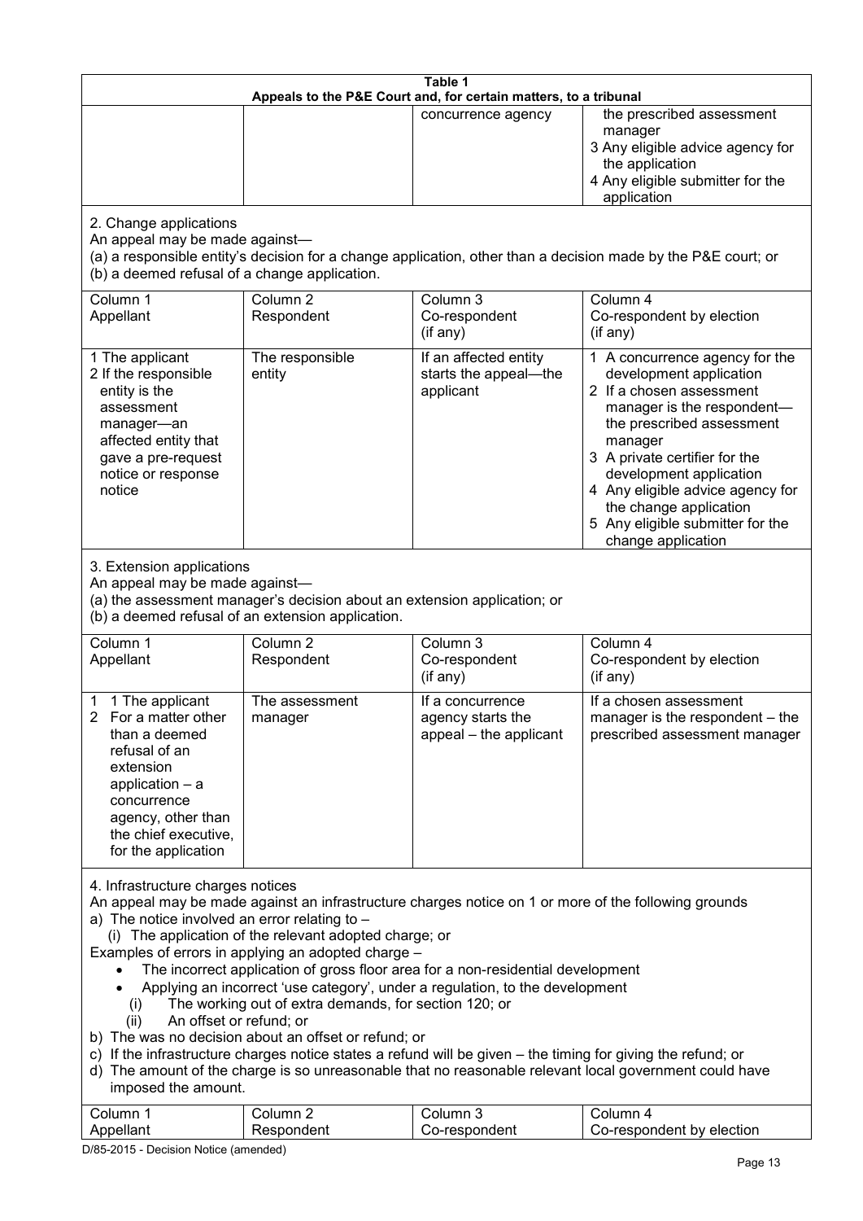**Table 1**
**Appeals to the P&E Court and, for certain matters, to a tribunal**

| | | | |
|---|---|---|---|
| | | concurrence agency | the prescribed assessment manager<br>3 Any eligible advice agency for the application<br>4 Any eligible submitter for the application |

2. Change applications
An appeal may be made against—
(a) a responsible entity's decision for a change application, other than a decision made by the P&E court; or
(b) a deemed refusal of a change application.

| Column 1<br>Appellant | Column 2<br>Respondent | Column 3<br>Co-respondent<br>(if any) | Column 4<br>Co-respondent by election<br>(if any) |
|---|---|---|---|
| 1 The applicant<br>2 If the responsible entity is the assessment manager—an affected entity that gave a pre-request notice or response notice | The responsible entity | If an affected entity starts the appeal—the applicant | 1 A concurrence agency for the development application<br>2 If a chosen assessment manager is the respondent—the prescribed assessment manager<br>3 A private certifier for the development application<br>4 Any eligible advice agency for the change application<br>5 Any eligible submitter for the change application |

3. Extension applications
An appeal may be made against—
(a) the assessment manager's decision about an extension application; or
(b) a deemed refusal of an extension application.

| Column 1<br>Appellant | Column 2<br>Respondent | Column 3<br>Co-respondent<br>(if any) | Column 4<br>Co-respondent by election<br>(if any) |
|---|---|---|---|
| 1 1 The applicant<br>2 For a matter other than a deemed refusal of an extension application – a concurrence agency, other than the chief executive, for the application | The assessment manager | If a concurrence agency starts the appeal – the applicant | If a chosen assessment manager is the respondent – the prescribed assessment manager |

4. Infrastructure charges notices
An appeal may be made against an infrastructure charges notice on 1 or more of the following grounds
a) The notice involved an error relating to –
 (i) The application of the relevant adopted charge; or
Examples of errors in applying an adopted charge –
- The incorrect application of gross floor area for a non-residential development
- Applying an incorrect 'use category', under a regulation, to the development
 (i) The working out of extra demands, for section 120; or
 (ii) An offset or refund; or
b) The was no decision about an offset or refund; or
c) If the infrastructure charges notice states a refund will be given – the timing for giving the refund; or
d) The amount of the charge is so unreasonable that no reasonable relevant local government could have imposed the amount.

| Column 1<br>Appellant | Column 2<br>Respondent | Column 3<br>Co-respondent | Column 4<br>Co-respondent by election |
|---|---|---|---|

D/85-2015 - Decision Notice (amended)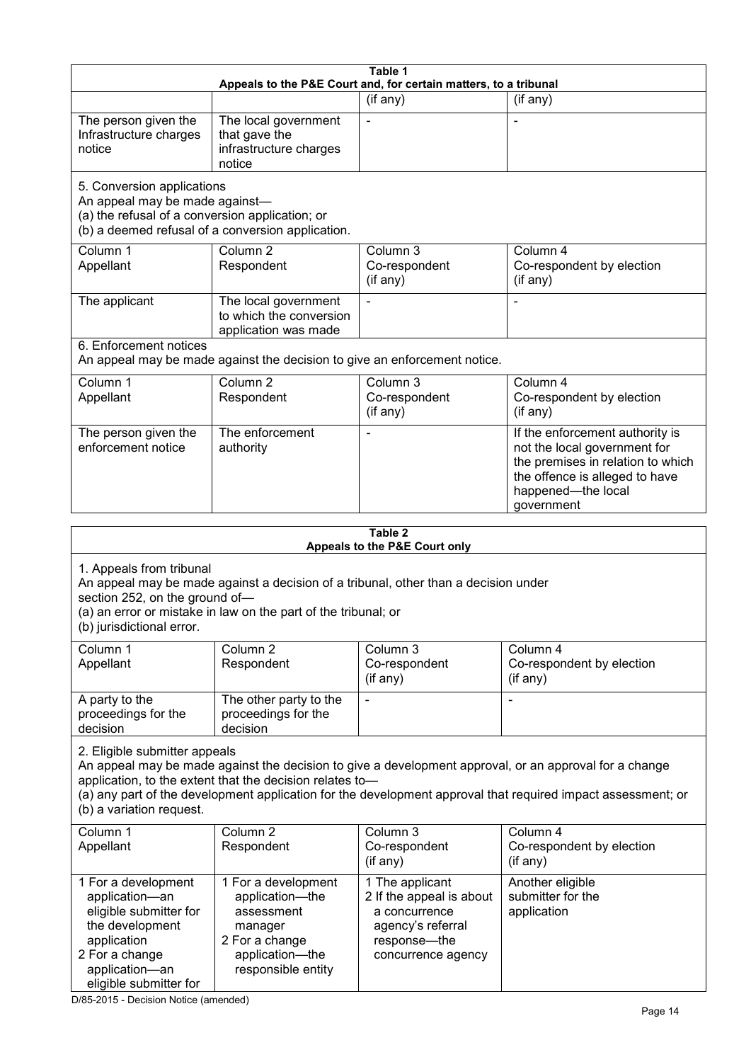| Table 1 | | | |
|---|---|---|---|
| **Appeals to the P&E Court and, for certain matters, to a tribunal** | | | |
| | | (if any) | (if any) |
| The person given the Infrastructure charges notice | The local government that gave the infrastructure charges notice | - | - |
| 5. Conversion applications<br>An appeal may be made against—<br>(a) the refusal of a conversion application; or<br>(b) a deemed refusal of a conversion application. | | | |
| Column 1<br>Appellant | Column 2<br>Respondent | Column 3<br>Co-respondent<br>(if any) | Column 4<br>Co-respondent by election<br>(if any) |
| The applicant | The local government to which the conversion application was made | - | - |
| 6. Enforcement notices<br>An appeal may be made against the decision to give an enforcement notice. | | | |
| Column 1<br>Appellant | Column 2<br>Respondent | Column 3<br>Co-respondent<br>(if any) | Column 4<br>Co-respondent by election<br>(if any) |
| The person given the enforcement notice | The enforcement authority | - | If the enforcement authority is not the local government for the premises in relation to which the offence is alleged to have happened—the local government |

| Table 2 | | | |
|---|---|---|---|
| **Appeals to the P&E Court only** | | | |
| 1. Appeals from tribunal<br>An appeal may be made against a decision of a tribunal, other than a decision under section 252, on the ground of—<br>(a) an error or mistake in law on the part of the tribunal; or<br>(b) jurisdictional error. | | | |
| Column 1<br>Appellant | Column 2<br>Respondent | Column 3<br>Co-respondent<br>(if any) | Column 4<br>Co-respondent by election<br>(if any) |
| A party to the proceedings for the decision | The other party to the proceedings for the decision | - | - |
| 2. Eligible submitter appeals<br>An appeal may be made against the decision to give a development approval, or an approval for a change application, to the extent that the decision relates to—<br>(a) any part of the development application for the development approval that required impact assessment; or<br>(b) a variation request. | | | |
| Column 1<br>Appellant | Column 2<br>Respondent | Column 3<br>Co-respondent<br>(if any) | Column 4<br>Co-respondent by election<br>(if any) |
| 1 For a development application—an eligible submitter for the development application<br>2 For a change application—an eligible submitter for | 1 For a development application—the assessment manager<br>2 For a change application—the responsible entity | 1 The applicant<br>2 If the appeal is about a concurrence agency's referral response—the concurrence agency | Another eligible submitter for the application |

D/85-2015 - Decision Notice (amended)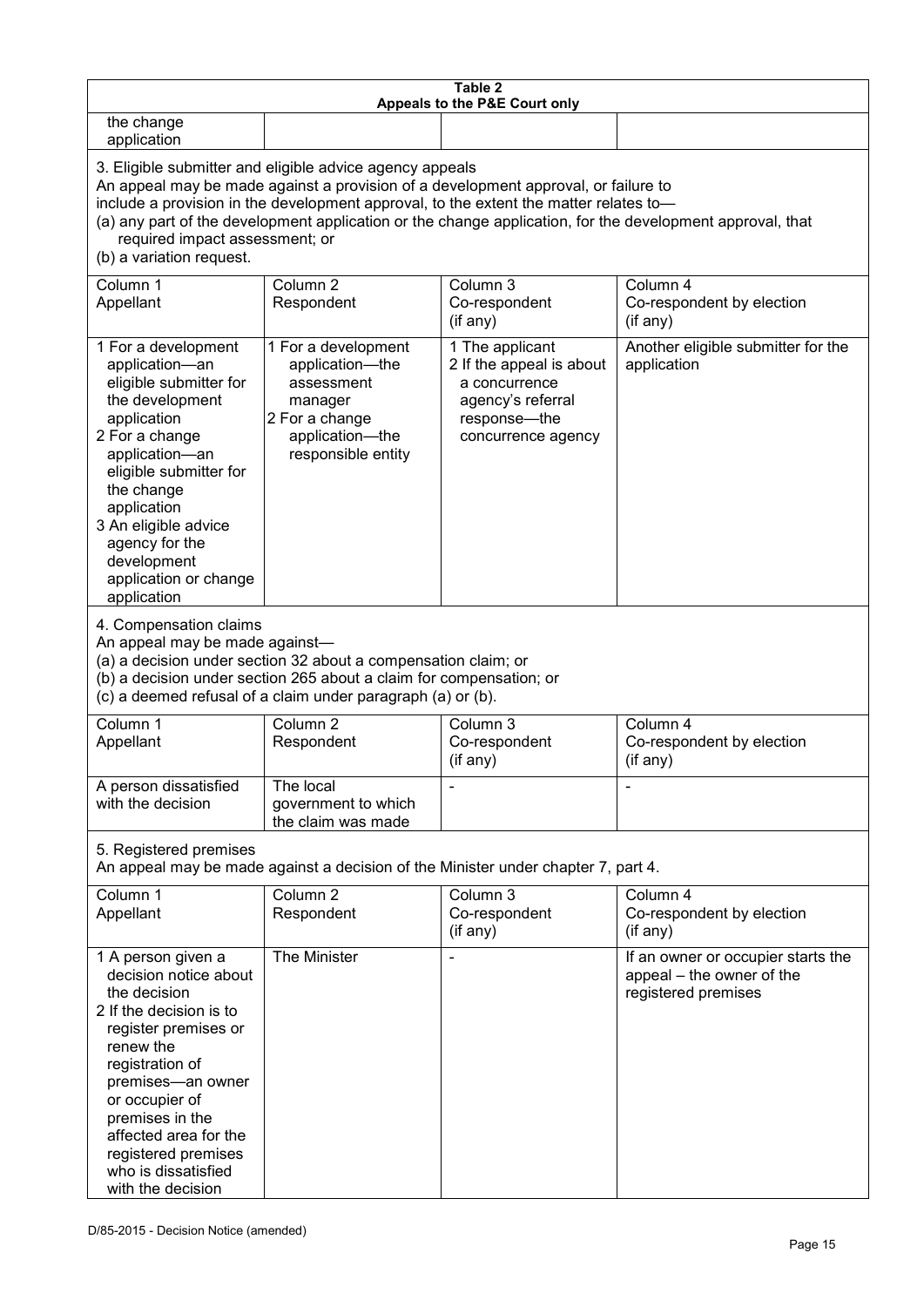**Table 2**
**Appeals to the P&E Court only**

| | | | |
|---|---|---|---|
| the change application | | | |

3. Eligible submitter and eligible advice agency appeals
An appeal may be made against a provision of a development approval, or failure to include a provision in the development approval, to the extent the matter relates to—
(a) any part of the development application or the change application, for the development approval, that required impact assessment; or
(b) a variation request.

| Column 1<br>Appellant | Column 2<br>Respondent | Column 3<br>Co-respondent<br>(if any) | Column 4<br>Co-respondent by election<br>(if any) |
|---|---|---|---|
| 1 For a development application—an eligible submitter for the development application<br>2 For a change application—an eligible submitter for the change application<br>3 An eligible advice agency for the development application or change application | 1 For a development application—the assessment manager<br>2 For a change application—the responsible entity | 1 The applicant<br>2 If the appeal is about a concurrence agency's referral response—the concurrence agency | Another eligible submitter for the application |

4. Compensation claims
An appeal may be made against—
(a) a decision under section 32 about a compensation claim; or
(b) a decision under section 265 about a claim for compensation; or
(c) a deemed refusal of a claim under paragraph (a) or (b).

| Column 1<br>Appellant | Column 2<br>Respondent | Column 3<br>Co-respondent<br>(if any) | Column 4<br>Co-respondent by election<br>(if any) |
|---|---|---|---|
| A person dissatisfied with the decision | The local government to which the claim was made | - | - |

5. Registered premises
An appeal may be made against a decision of the Minister under chapter 7, part 4.

| Column 1<br>Appellant | Column 2<br>Respondent | Column 3<br>Co-respondent<br>(if any) | Column 4<br>Co-respondent by election<br>(if any) |
|---|---|---|---|
| 1 A person given a decision notice about the decision<br>2 If the decision is to register premises or renew the registration of premises—an owner or occupier of premises in the affected area for the registered premises who is dissatisfied with the decision | The Minister | - | If an owner or occupier starts the appeal – the owner of the registered premises |

D/85-2015 - Decision Notice (amended)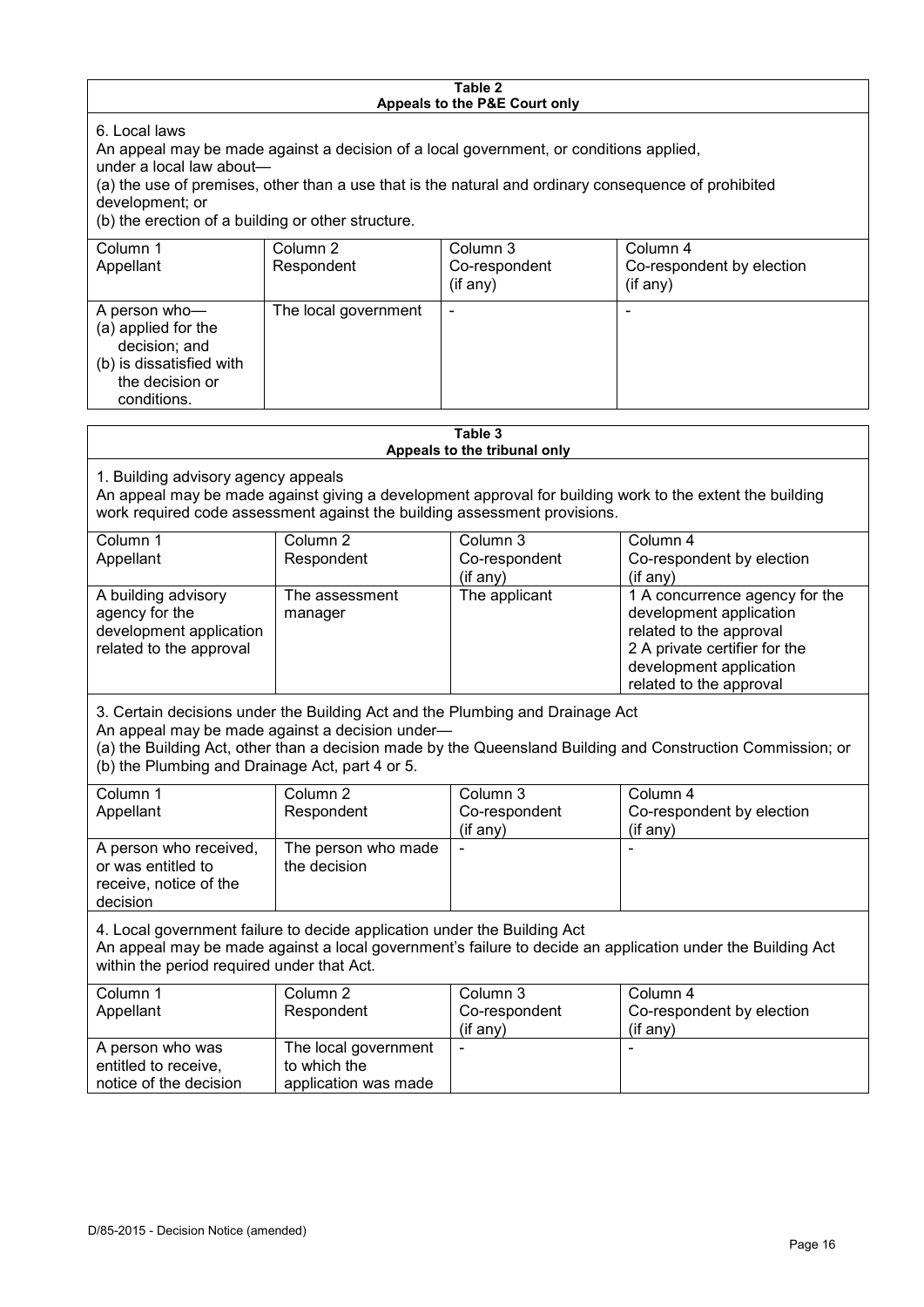**Table 2**
**Appeals to the P&E Court only**

6. Local laws

An appeal may be made against a decision of a local government, or conditions applied, under a local law about—

(a) the use of premises, other than a use that is the natural and ordinary consequence of prohibited development; or

(b) the erection of a building or other structure.

| Column 1<br>Appellant | Column 2<br>Respondent | Column 3<br>Co-respondent<br>(if any) | Column 4<br>Co-respondent by election<br>(if any) |
|---|---|---|---|
| A person who—<br>(a) applied for the decision; and<br>(b) is dissatisfied with the decision or conditions. | The local government | - | - |

**Table 3**
**Appeals to the tribunal only**

1. Building advisory agency appeals

An appeal may be made against giving a development approval for building work to the extent the building work required code assessment against the building assessment provisions.

| Column 1<br>Appellant | Column 2<br>Respondent | Column 3<br>Co-respondent<br>(if any) | Column 4<br>Co-respondent by election<br>(if any) |
|---|---|---|---|
| A building advisory agency for the development application related to the approval | The assessment manager | The applicant | 1 A concurrence agency for the development application related to the approval<br>2 A private certifier for the development application related to the approval |

3. Certain decisions under the Building Act and the Plumbing and Drainage Act

An appeal may be made against a decision under—

(a) the Building Act, other than a decision made by the Queensland Building and Construction Commission; or

(b) the Plumbing and Drainage Act, part 4 or 5.

| Column 1<br>Appellant | Column 2<br>Respondent | Column 3<br>Co-respondent<br>(if any) | Column 4<br>Co-respondent by election<br>(if any) |
|---|---|---|---|
| A person who received, or was entitled to receive, notice of the decision | The person who made the decision | - | - |

4. Local government failure to decide application under the Building Act

An appeal may be made against a local government's failure to decide an application under the Building Act within the period required under that Act.

| Column 1<br>Appellant | Column 2<br>Respondent | Column 3<br>Co-respondent<br>(if any) | Column 4<br>Co-respondent by election<br>(if any) |
|---|---|---|---|
| A person who was entitled to receive, notice of the decision | The local government to which the application was made | - | - |

D/85-2015 - Decision Notice (amended)